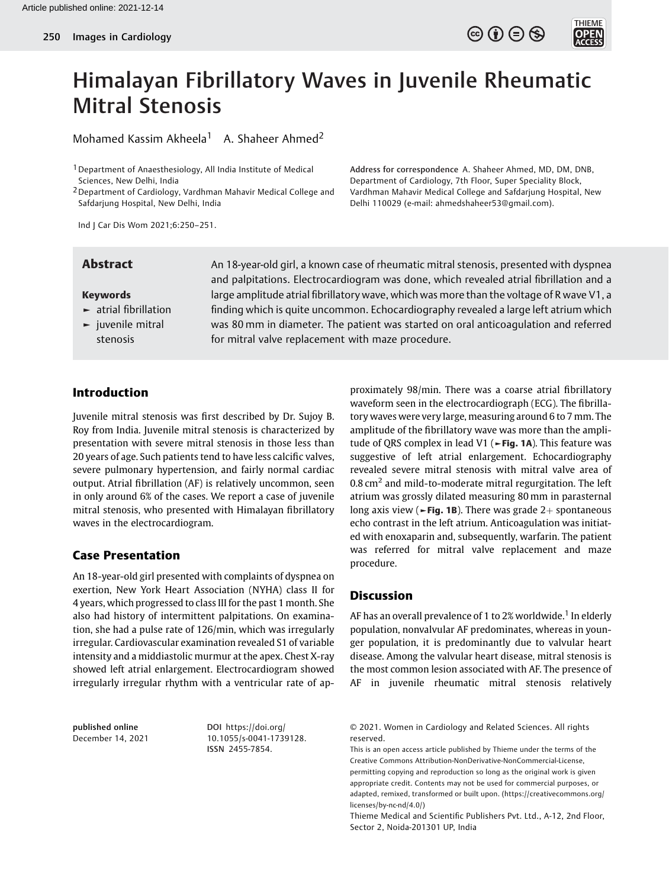Article published online: 2021-12-14

# Himalayan Fibrillatory Waves in Juvenile Rheumatic Mitral Stenosis

Mohamed Kassim Akheela[1] A. Shaheer Ahmed[2]

[1] Department of Anaesthesiology, All India Institute of Medical Sciences, New Delhi, India
[2] Department of Cardiology, Vardhman Mahavir Medical College and Safdarjung Hospital, New Delhi, India

Ind J Car Dis Wom 2021;6:250–251.

Address for correspondence A. Shaheer Ahmed, MD, DM, DNB, Department of Cardiology, 7th Floor, Super Speciality Block, Vardhman Mahavir Medical College and Safdarjung Hospital, New Delhi 110029 (e-mail: ahmedshaheer53@gmail.com).

## Abstract

An 18-year-old girl, a known case of rheumatic mitral stenosis, presented with dyspnea and palpitations. Electrocardiogram was done, which revealed atrial fibrillation and a large amplitude atrial fibrillatory wave, which was more than the voltage of R wave V1, a finding which is quite uncommon. Echocardiography revealed a large left atrium which was 80 mm in diameter. The patient was started on oral anticoagulation and referred for mitral valve replacement with maze procedure.

**Keywords**

- atrial fibrillation
- juvenile mitral stenosis

## Introduction

Juvenile mitral stenosis was first described by Dr. Sujoy B. Roy from India. Juvenile mitral stenosis is characterized by presentation with severe mitral stenosis in those less than 20 years of age. Such patients tend to have less calcific valves, severe pulmonary hypertension, and fairly normal cardiac output. Atrial fibrillation (AF) is relatively uncommon, seen in only around 6% of the cases. We report a case of juvenile mitral stenosis, who presented with Himalayan fibrillatory waves in the electrocardiogram.

## Case Presentation

An 18-year-old girl presented with complaints of dyspnea on exertion, New York Heart Association (NYHA) class II for 4 years, which progressed to class III for the past 1 month. She also had history of intermittent palpitations. On examination, she had a pulse rate of 126/min, which was irregularly irregular. Cardiovascular examination revealed S1 of variable intensity and a middiastolic murmur at the apex. Chest X-ray showed left atrial enlargement. Electrocardiogram showed irregularly irregular rhythm with a ventricular rate of approximately 98/min. There was a coarse atrial fibrillatory waveform seen in the electrocardiograph (ECG). The fibrillatory waves were very large, measuring around 6 to 7 mm. The amplitude of the fibrillatory wave was more than the amplitude of QRS complex in lead V1 (►Fig. 1A). This feature was suggestive of left atrial enlargement. Echocardiography revealed severe mitral stenosis with mitral valve area of $0.8\ \text{cm}^2$ and mild-to-moderate mitral regurgitation. The left atrium was grossly dilated measuring 80 mm in parasternal long axis view (►Fig. 1B). There was grade 2+ spontaneous echo contrast in the left atrium. Anticoagulation was initiated with enoxaparin and, subsequently, warfarin. The patient was referred for mitral valve replacement and maze procedure.

## Discussion

AF has an overall prevalence of 1 to 2% worldwide.[1] In elderly population, nonvalvular AF predominates, whereas in younger population, it is predominantly due to valvular heart disease. Among the valvular heart disease, mitral stenosis is the most common lesion associated with AF. The presence of AF in juvenile rheumatic mitral stenosis relatively

published online December 14, 2021

DOI https://doi.org/10.1055/s-0041-1739128.
ISSN 2455-7854.

© 2021. Women in Cardiology and Related Sciences. All rights reserved.
This is an open access article published by Thieme under the terms of the Creative Commons Attribution-NonDerivative-NonCommercial-License, permitting copying and reproduction so long as the original work is given appropriate credit. Contents may not be used for commercial purposes, or adapted, remixed, transformed or built upon. (https://creativecommons.org/licenses/by-nc-nd/4.0/)
Thieme Medical and Scientific Publishers Pvt. Ltd., A-12, 2nd Floor, Sector 2, Noida-201301 UP, India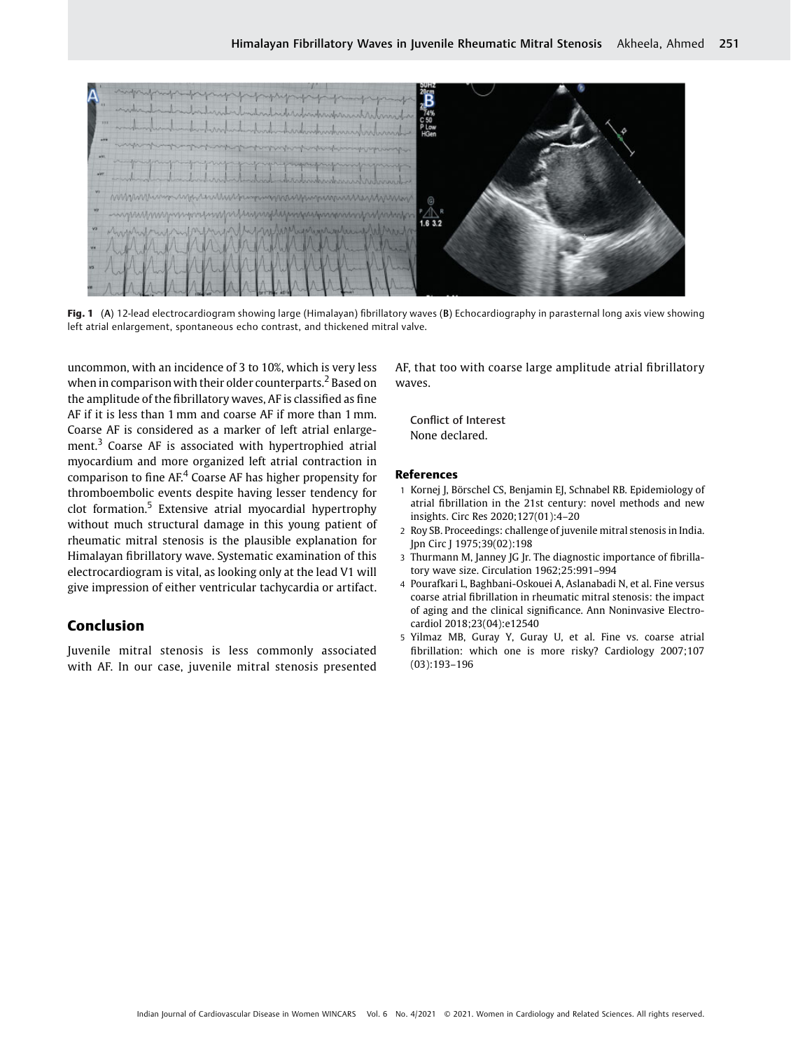Fig. 1 (A) 12-lead electrocardiogram showing large (Himalayan) fibrillatory waves (B) Echocardiography in parasternal long axis view showing left atrial enlargement, spontaneous echo contrast, and thickened mitral valve.

uncommon, with an incidence of 3 to 10%, which is very less when in comparison with their older counterparts.[2] Based on the amplitude of the fibrillatory waves, AF is classified as fine AF if it is less than 1 mm and coarse AF if more than 1 mm. Coarse AF is considered as a marker of left atrial enlargement.[3] Coarse AF is associated with hypertrophied atrial myocardium and more organized left atrial contraction in comparison to fine AF.[4] Coarse AF has higher propensity for thromboembolic events despite having lesser tendency for clot formation.[5] Extensive atrial myocardial hypertrophy without much structural damage in this young patient of rheumatic mitral stenosis is the plausible explanation for Himalayan fibrillatory wave. Systematic examination of this electrocardiogram is vital, as looking only at the lead V1 will give impression of either ventricular tachycardia or artifact.

## Conclusion

Juvenile mitral stenosis is less commonly associated with AF. In our case, juvenile mitral stenosis presented AF, that too with coarse large amplitude atrial fibrillatory waves.

Conflict of Interest
None declared.

## References

1. Kornej J, Börschel CS, Benjamin EJ, Schnabel RB. Epidemiology of atrial fibrillation in the 21st century: novel methods and new insights. Circ Res 2020;127(01):4–20
2. Roy SB. Proceedings: challenge of juvenile mitral stenosis in India. Jpn Circ J 1975;39(02):198
3. Thurmann M, Janney JG Jr. The diagnostic importance of fibrillatory wave size. Circulation 1962;25:991–994
4. Pourafkari L, Baghbani-Oskouei A, Aslanabadi N, et al. Fine versus coarse atrial fibrillation in rheumatic mitral stenosis: the impact of aging and the clinical significance. Ann Noninvasive Electrocardiol 2018;23(04):e12540
5. Yilmaz MB, Guray Y, Guray U, et al. Fine vs. coarse atrial fibrillation: which one is more risky? Cardiology 2007;107 (03):193–196